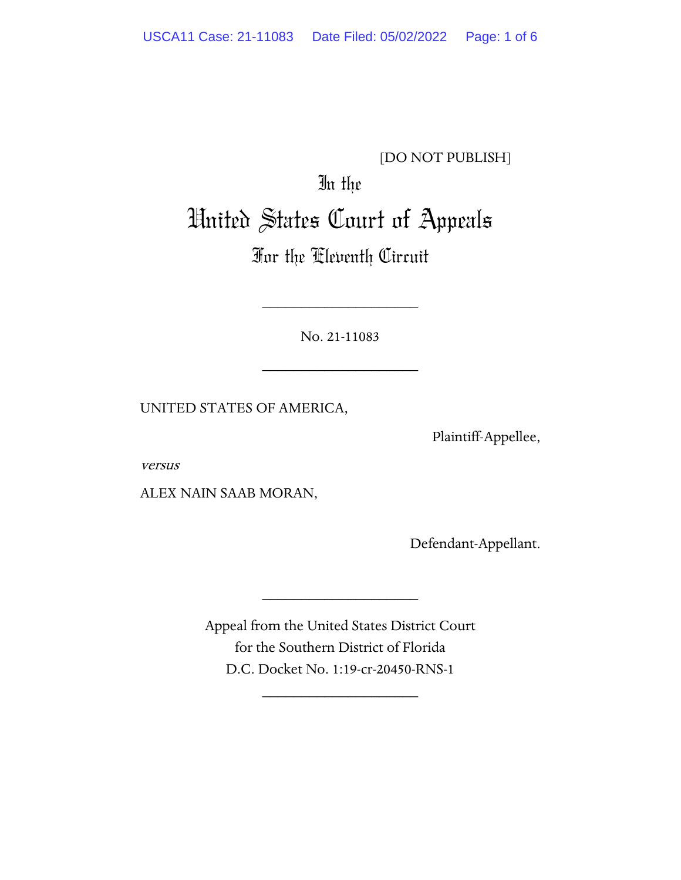[DO NOT PUBLISH]

# In the
# United States Court of Appeals
## For the Eleventh Circuit

____________________

No. 21-11083

____________________

UNITED STATES OF AMERICA,

Plaintiff-Appellee,

*versus*

ALEX NAIN SAAB MORAN,

Defendant-Appellant.

____________________

Appeal from the United States District Court
for the Southern District of Florida
D.C. Docket No. 1:19-cr-20450-RNS-1

____________________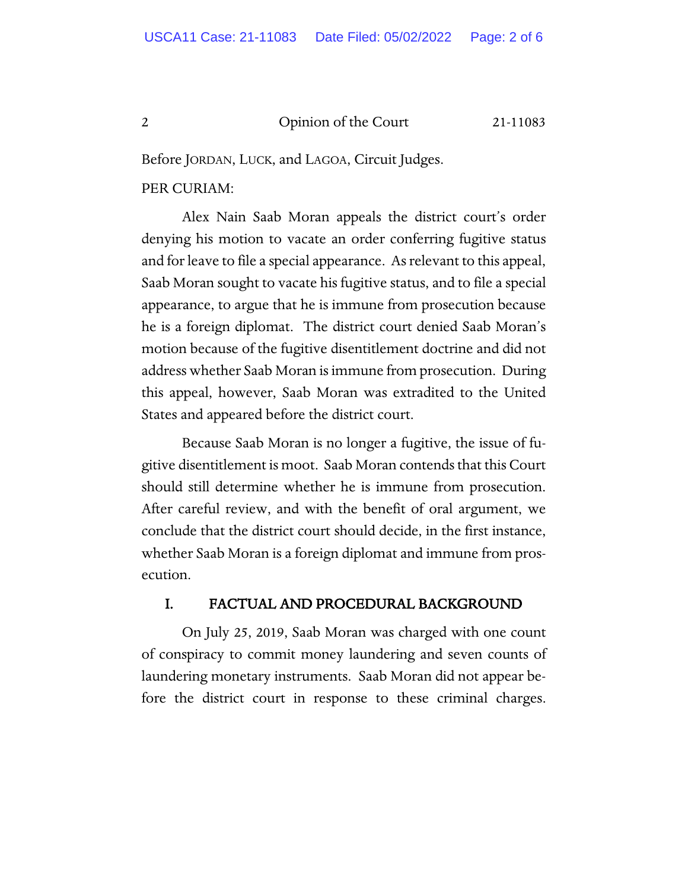Before JORDAN, LUCK, and LAGOA, Circuit Judges.

PER CURIAM:

Alex Nain Saab Moran appeals the district court's order denying his motion to vacate an order conferring fugitive status and for leave to file a special appearance. As relevant to this appeal, Saab Moran sought to vacate his fugitive status, and to file a special appearance, to argue that he is immune from prosecution because he is a foreign diplomat. The district court denied Saab Moran's motion because of the fugitive disentitlement doctrine and did not address whether Saab Moran is immune from prosecution. During this appeal, however, Saab Moran was extradited to the United States and appeared before the district court.

Because Saab Moran is no longer a fugitive, the issue of fugitive disentitlement is moot. Saab Moran contends that this Court should still determine whether he is immune from prosecution. After careful review, and with the benefit of oral argument, we conclude that the district court should decide, in the first instance, whether Saab Moran is a foreign diplomat and immune from prosecution.

## I. FACTUAL AND PROCEDURAL BACKGROUND

On July 25, 2019, Saab Moran was charged with one count of conspiracy to commit money laundering and seven counts of laundering monetary instruments. Saab Moran did not appear before the district court in response to these criminal charges.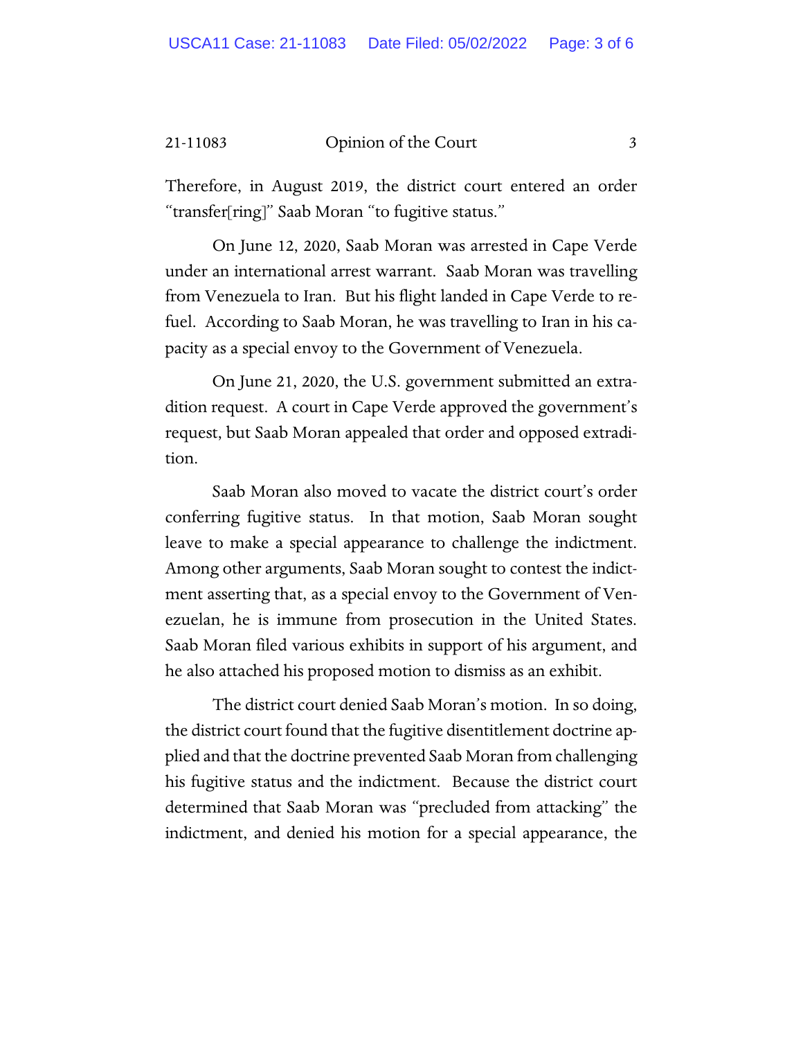Therefore, in August 2019, the district court entered an order "transfer[ring]" Saab Moran "to fugitive status."

On June 12, 2020, Saab Moran was arrested in Cape Verde under an international arrest warrant. Saab Moran was travelling from Venezuela to Iran. But his flight landed in Cape Verde to refuel. According to Saab Moran, he was travelling to Iran in his capacity as a special envoy to the Government of Venezuela.

On June 21, 2020, the U.S. government submitted an extradition request. A court in Cape Verde approved the government's request, but Saab Moran appealed that order and opposed extradition.

Saab Moran also moved to vacate the district court's order conferring fugitive status. In that motion, Saab Moran sought leave to make a special appearance to challenge the indictment. Among other arguments, Saab Moran sought to contest the indictment asserting that, as a special envoy to the Government of Venezuelan, he is immune from prosecution in the United States. Saab Moran filed various exhibits in support of his argument, and he also attached his proposed motion to dismiss as an exhibit.

The district court denied Saab Moran's motion. In so doing, the district court found that the fugitive disentitlement doctrine applied and that the doctrine prevented Saab Moran from challenging his fugitive status and the indictment. Because the district court determined that Saab Moran was "precluded from attacking" the indictment, and denied his motion for a special appearance, the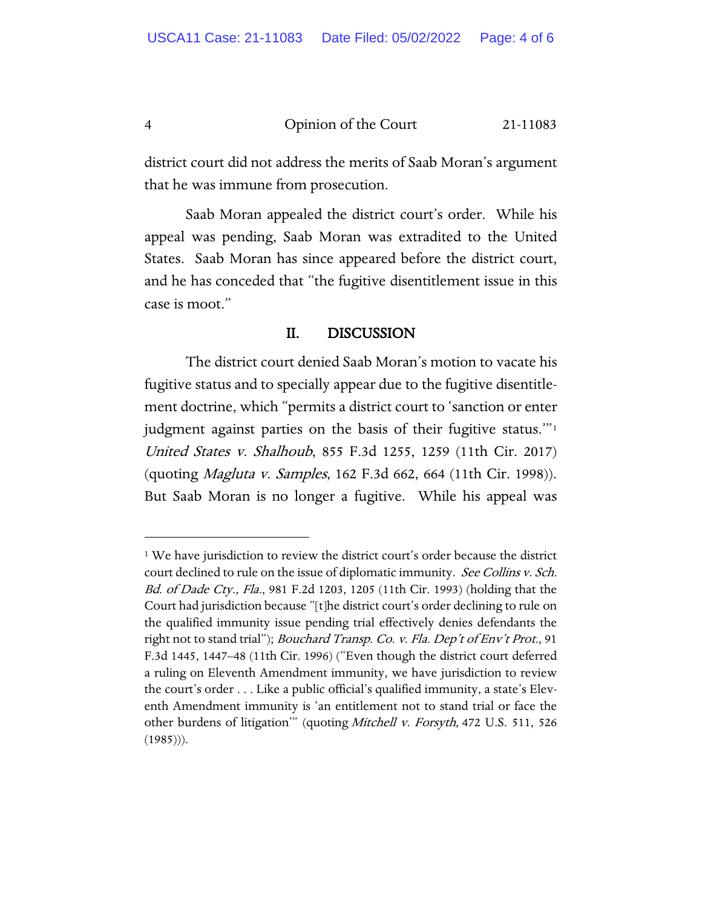district court did not address the merits of Saab Moran's argument that he was immune from prosecution.

Saab Moran appealed the district court's order. While his appeal was pending, Saab Moran was extradited to the United States. Saab Moran has since appeared before the district court, and he has conceded that "the fugitive disentitlement issue in this case is moot."

## II. DISCUSSION

The district court denied Saab Moran's motion to vacate his fugitive status and to specially appear due to the fugitive disentitlement doctrine, which "permits a district court to 'sanction or enter judgment against parties on the basis of their fugitive status.'"[1] *United States v. Shalhoub*, 855 F.3d 1255, 1259 (11th Cir. 2017) (quoting *Magluta v. Samples*, 162 F.3d 662, 664 (11th Cir. 1998)). But Saab Moran is no longer a fugitive. While his appeal was

---

[1] We have jurisdiction to review the district court's order because the district court declined to rule on the issue of diplomatic immunity. *See Collins v. Sch. Bd. of Dade Cty., Fla.*, 981 F.2d 1203, 1205 (11th Cir. 1993) (holding that the Court had jurisdiction because "[t]he district court's order declining to rule on the qualified immunity issue pending trial effectively denies defendants the right not to stand trial"); *Bouchard Transp. Co. v. Fla. Dep't of Env't Prot.*, 91 F.3d 1445, 1447–48 (11th Cir. 1996) ("Even though the district court deferred a ruling on Eleventh Amendment immunity, we have jurisdiction to review the court's order . . . Like a public official's qualified immunity, a state's Eleventh Amendment immunity is 'an entitlement not to stand trial or face the other burdens of litigation'" (quoting *Mitchell v. Forsyth,* 472 U.S. 511, 526 (1985))).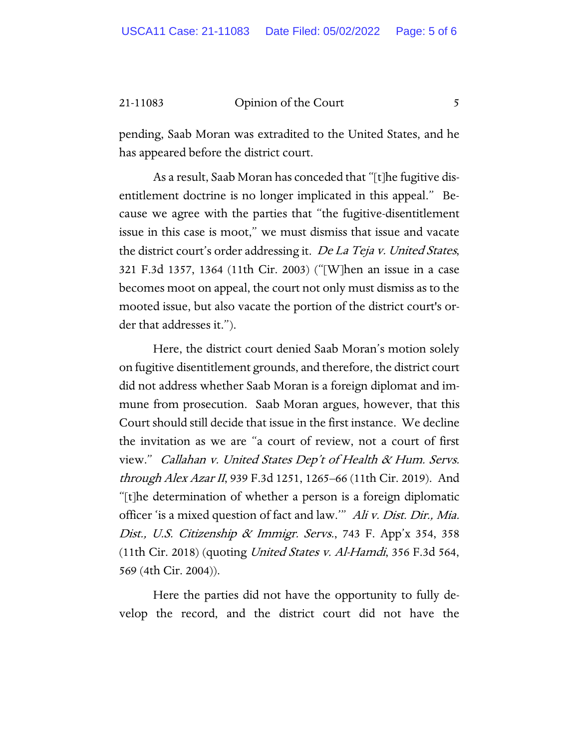pending, Saab Moran was extradited to the United States, and he has appeared before the district court.

As a result, Saab Moran has conceded that "[t]he fugitive disentitlement doctrine is no longer implicated in this appeal." Because we agree with the parties that "the fugitive-disentitlement issue in this case is moot," we must dismiss that issue and vacate the district court's order addressing it. *De La Teja v. United States*, 321 F.3d 1357, 1364 (11th Cir. 2003) ("[W]hen an issue in a case becomes moot on appeal, the court not only must dismiss as to the mooted issue, but also vacate the portion of the district court's order that addresses it.").

Here, the district court denied Saab Moran's motion solely on fugitive disentitlement grounds, and therefore, the district court did not address whether Saab Moran is a foreign diplomat and immune from prosecution. Saab Moran argues, however, that this Court should still decide that issue in the first instance. We decline the invitation as we are "a court of review, not a court of first view." *Callahan v. United States Dep't of Health & Hum. Servs. through Alex Azar II*, 939 F.3d 1251, 1265–66 (11th Cir. 2019). And "[t]he determination of whether a person is a foreign diplomatic officer 'is a mixed question of fact and law.'" *Ali v. Dist. Dir., Mia. Dist., U.S. Citizenship & Immigr. Servs.*, 743 F. App'x 354, 358 (11th Cir. 2018) (quoting *United States v. Al-Hamdi*, 356 F.3d 564, 569 (4th Cir. 2004)).

Here the parties did not have the opportunity to fully develop the record, and the district court did not have the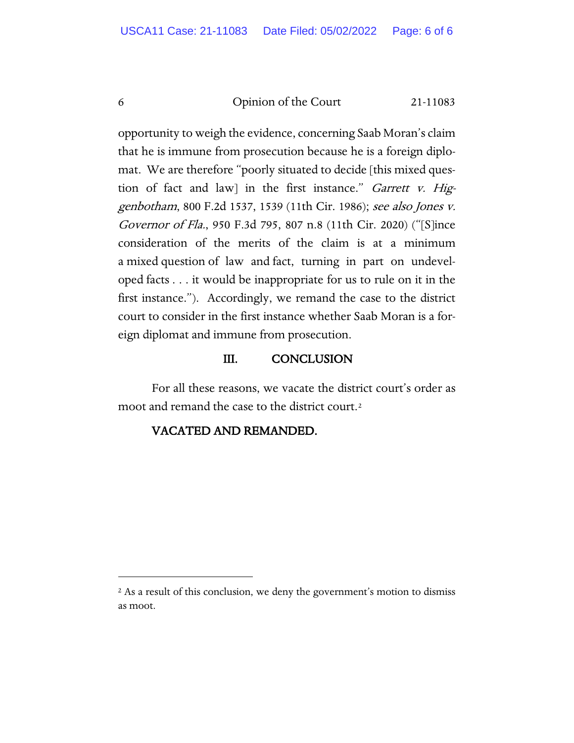opportunity to weigh the evidence, concerning Saab Moran's claim that he is immune from prosecution because he is a foreign diplomat. We are therefore "poorly situated to decide [this mixed question of fact and law] in the first instance." *Garrett v. Higgenbotham*, 800 F.2d 1537, 1539 (11th Cir. 1986); *see also Jones v. Governor of Fla.*, 950 F.3d 795, 807 n.8 (11th Cir. 2020) ("[S]ince consideration of the merits of the claim is at a minimum a mixed question of law and fact, turning in part on undeveloped facts . . . it would be inappropriate for us to rule on it in the first instance."). Accordingly, we remand the case to the district court to consider in the first instance whether Saab Moran is a foreign diplomat and immune from prosecution.

## III. CONCLUSION

For all these reasons, we vacate the district court's order as moot and remand the case to the district court.[2]

**VACATED AND REMANDED.**

---

[2] As a result of this conclusion, we deny the government's motion to dismiss as moot.